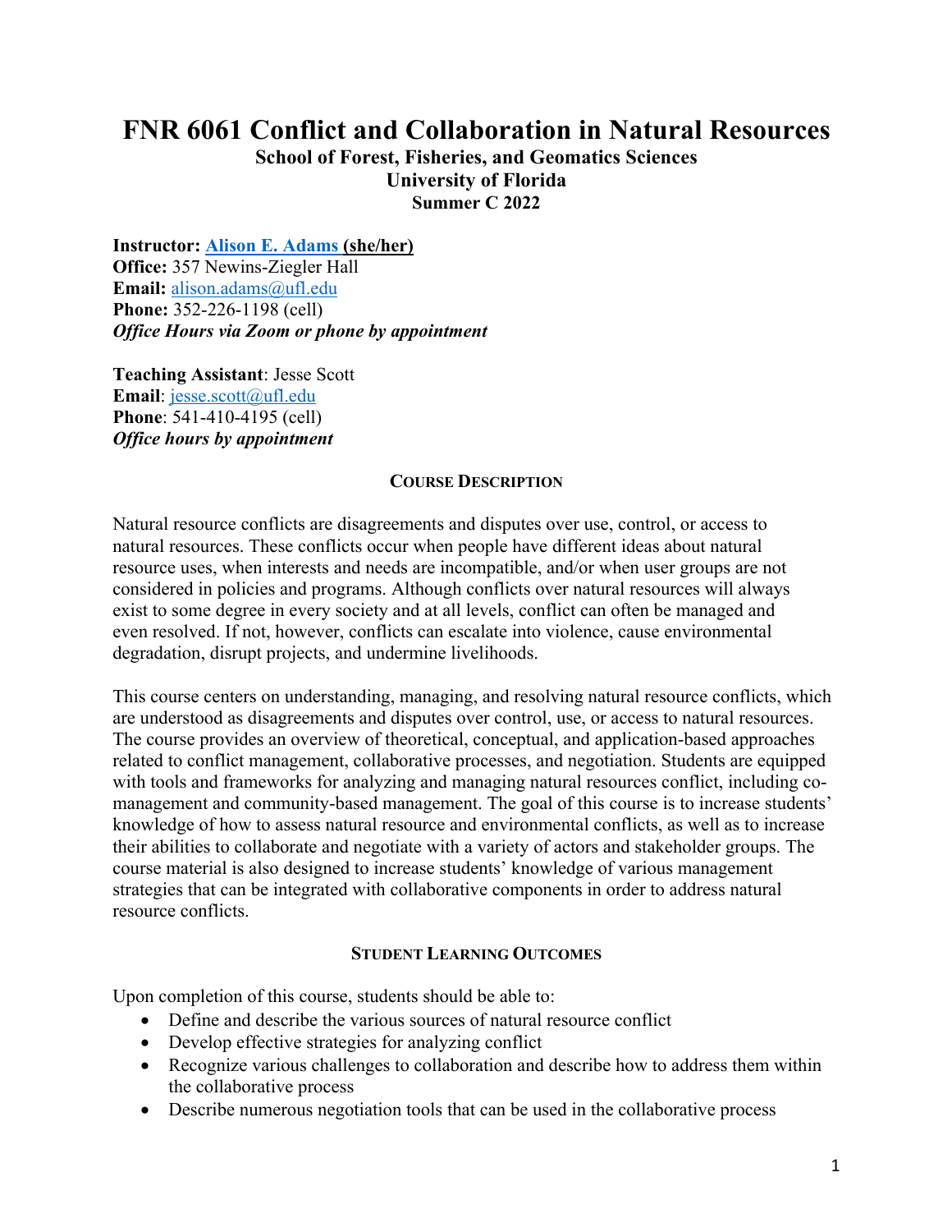# FNR 6061 Conflict and Collaboration in Natural Resources

**School of Forest, Fisheries, and Geomatics Sciences**
**University of Florida**
**Summer C 2022**

**Instructor: Alison E. Adams (she/her)**
**Office:** 357 Newins-Ziegler Hall
**Email:** alison.adams@ufl.edu
**Phone:** 352-226-1198 (cell)
***Office Hours via Zoom or phone by appointment***

**Teaching Assistant**: Jesse Scott
**Email**: jesse.scott@ufl.edu
**Phone**: 541-410-4195 (cell)
***Office hours by appointment***

## COURSE DESCRIPTION

Natural resource conflicts are disagreements and disputes over use, control, or access to natural resources. These conflicts occur when people have different ideas about natural resource uses, when interests and needs are incompatible, and/or when user groups are not considered in policies and programs. Although conflicts over natural resources will always exist to some degree in every society and at all levels, conflict can often be managed and even resolved. If not, however, conflicts can escalate into violence, cause environmental degradation, disrupt projects, and undermine livelihoods.

This course centers on understanding, managing, and resolving natural resource conflicts, which are understood as disagreements and disputes over control, use, or access to natural resources. The course provides an overview of theoretical, conceptual, and application-based approaches related to conflict management, collaborative processes, and negotiation. Students are equipped with tools and frameworks for analyzing and managing natural resources conflict, including co-management and community-based management. The goal of this course is to increase students' knowledge of how to assess natural resource and environmental conflicts, as well as to increase their abilities to collaborate and negotiate with a variety of actors and stakeholder groups. The course material is also designed to increase students' knowledge of various management strategies that can be integrated with collaborative components in order to address natural resource conflicts.

## STUDENT LEARNING OUTCOMES

Upon completion of this course, students should be able to:

- Define and describe the various sources of natural resource conflict
- Develop effective strategies for analyzing conflict
- Recognize various challenges to collaboration and describe how to address them within the collaborative process
- Describe numerous negotiation tools that can be used in the collaborative process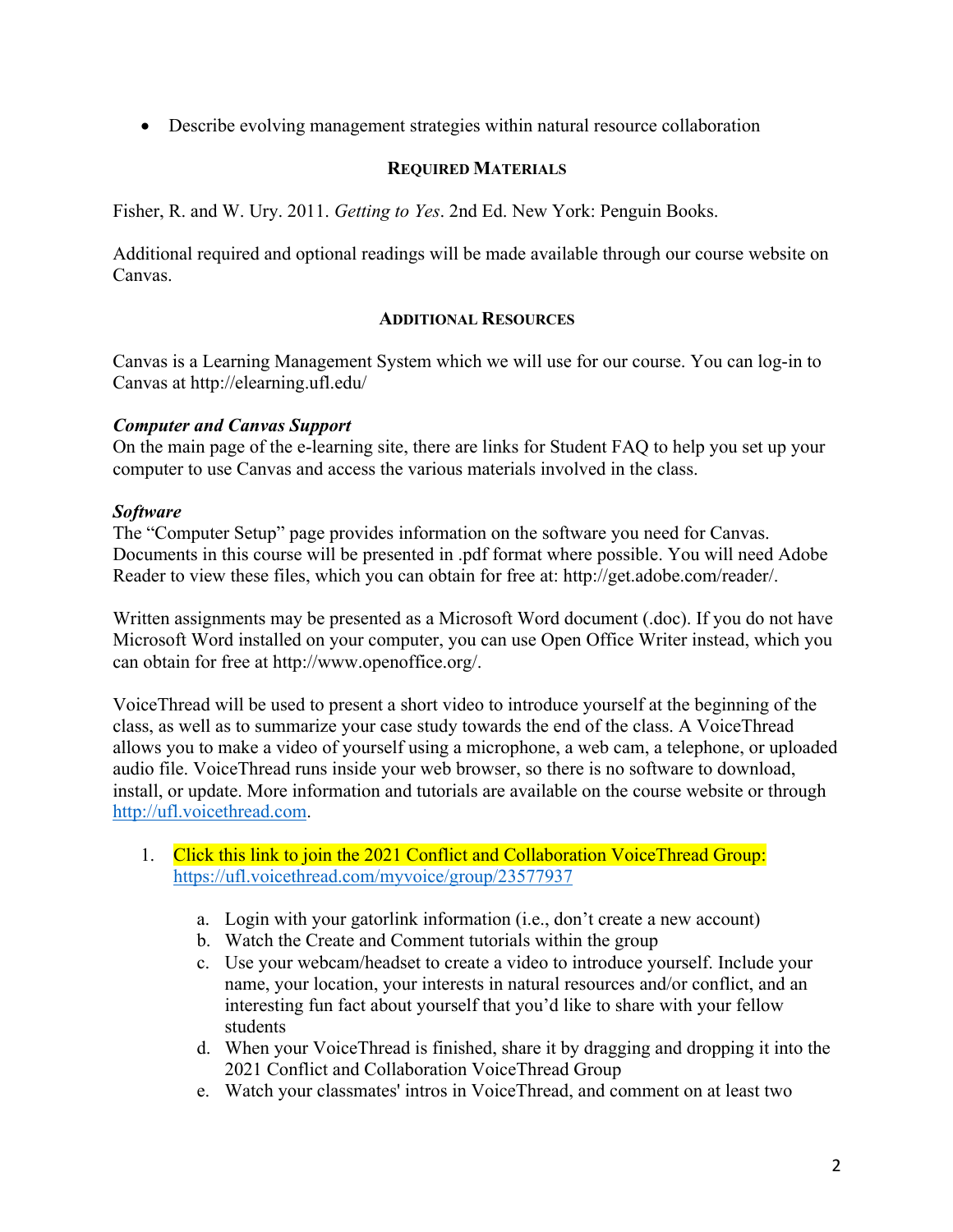- Describe evolving management strategies within natural resource collaboration

## REQUIRED MATERIALS

Fisher, R. and W. Ury. 2011. *Getting to Yes*. 2nd Ed. New York: Penguin Books.

Additional required and optional readings will be made available through our course website on Canvas.

## ADDITIONAL RESOURCES

Canvas is a Learning Management System which we will use for our course. You can log-in to Canvas at http://elearning.ufl.edu/

### *Computer and Canvas Support*

On the main page of the e-learning site, there are links for Student FAQ to help you set up your computer to use Canvas and access the various materials involved in the class.

### *Software*

The "Computer Setup" page provides information on the software you need for Canvas. Documents in this course will be presented in .pdf format where possible. You will need Adobe Reader to view these files, which you can obtain for free at: http://get.adobe.com/reader/.

Written assignments may be presented as a Microsoft Word document (.doc). If you do not have Microsoft Word installed on your computer, you can use Open Office Writer instead, which you can obtain for free at http://www.openoffice.org/.

VoiceThread will be used to present a short video to introduce yourself at the beginning of the class, as well as to summarize your case study towards the end of the class. A VoiceThread allows you to make a video of yourself using a microphone, a web cam, a telephone, or uploaded audio file. VoiceThread runs inside your web browser, so there is no software to download, install, or update. More information and tutorials are available on the course website or through http://ufl.voicethread.com.

1. Click this link to join the 2021 Conflict and Collaboration VoiceThread Group: https://ufl.voicethread.com/myvoice/group/23577937
   a. Login with your gatorlink information (i.e., don't create a new account)
   b. Watch the Create and Comment tutorials within the group
   c. Use your webcam/headset to create a video to introduce yourself. Include your name, your location, your interests in natural resources and/or conflict, and an interesting fun fact about yourself that you'd like to share with your fellow students
   d. When your VoiceThread is finished, share it by dragging and dropping it into the 2021 Conflict and Collaboration VoiceThread Group
   e. Watch your classmates' intros in VoiceThread, and comment on at least two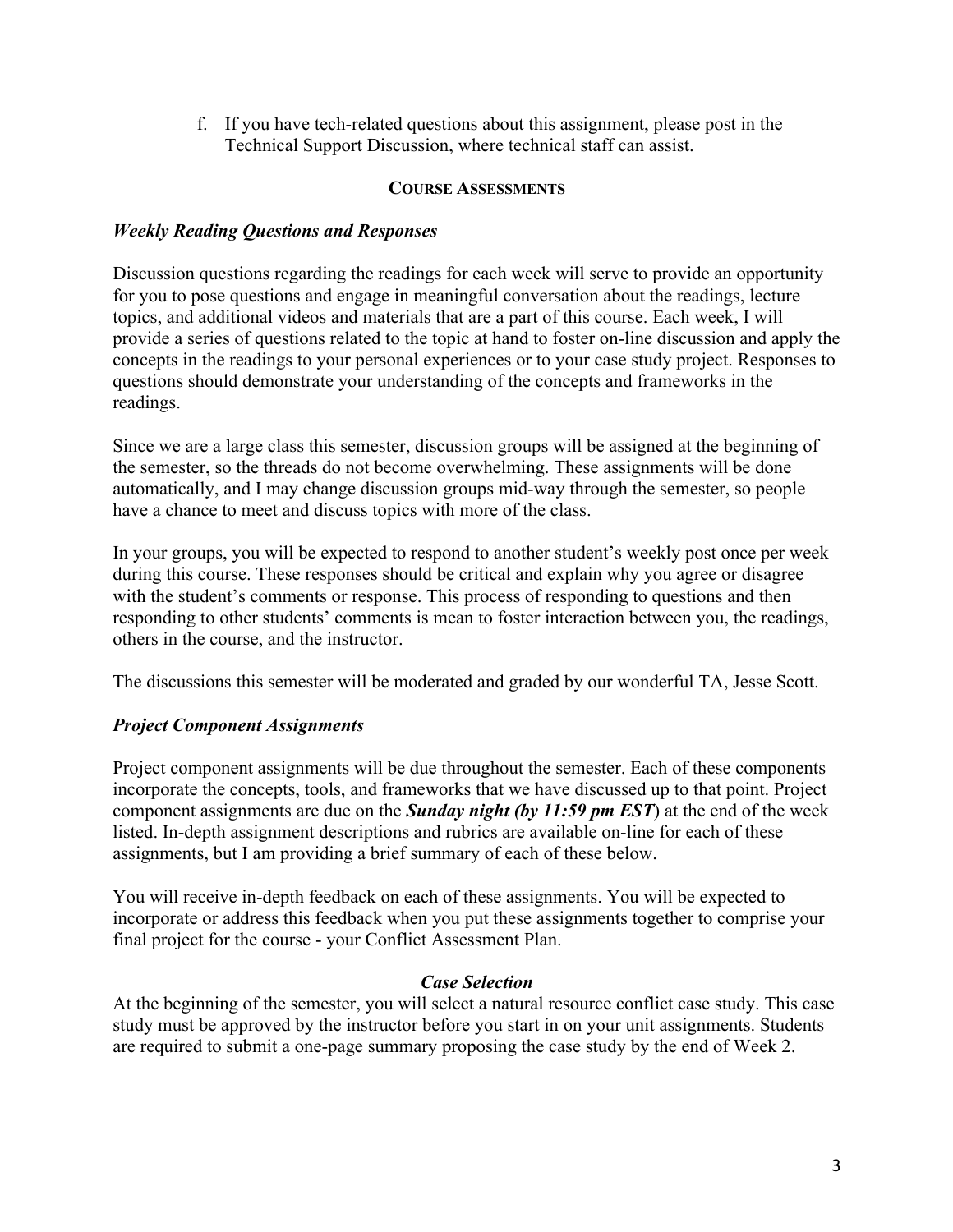f. If you have tech-related questions about this assignment, please post in the Technical Support Discussion, where technical staff can assist.

## COURSE ASSESSMENTS

### *Weekly Reading Questions and Responses*

Discussion questions regarding the readings for each week will serve to provide an opportunity for you to pose questions and engage in meaningful conversation about the readings, lecture topics, and additional videos and materials that are a part of this course. Each week, I will provide a series of questions related to the topic at hand to foster on-line discussion and apply the concepts in the readings to your personal experiences or to your case study project. Responses to questions should demonstrate your understanding of the concepts and frameworks in the readings.

Since we are a large class this semester, discussion groups will be assigned at the beginning of the semester, so the threads do not become overwhelming. These assignments will be done automatically, and I may change discussion groups mid-way through the semester, so people have a chance to meet and discuss topics with more of the class.

In your groups, you will be expected to respond to another student's weekly post once per week during this course. These responses should be critical and explain why you agree or disagree with the student's comments or response. This process of responding to questions and then responding to other students' comments is mean to foster interaction between you, the readings, others in the course, and the instructor.

The discussions this semester will be moderated and graded by our wonderful TA, Jesse Scott.

### *Project Component Assignments*

Project component assignments will be due throughout the semester. Each of these components incorporate the concepts, tools, and frameworks that we have discussed up to that point. Project component assignments are due on the ***Sunday night (by 11:59 pm EST***) at the end of the week listed. In-depth assignment descriptions and rubrics are available on-line for each of these assignments, but I am providing a brief summary of each of these below.

You will receive in-depth feedback on each of these assignments. You will be expected to incorporate or address this feedback when you put these assignments together to comprise your final project for the course - your Conflict Assessment Plan.

#### *Case Selection*

At the beginning of the semester, you will select a natural resource conflict case study. This case study must be approved by the instructor before you start in on your unit assignments. Students are required to submit a one-page summary proposing the case study by the end of Week 2.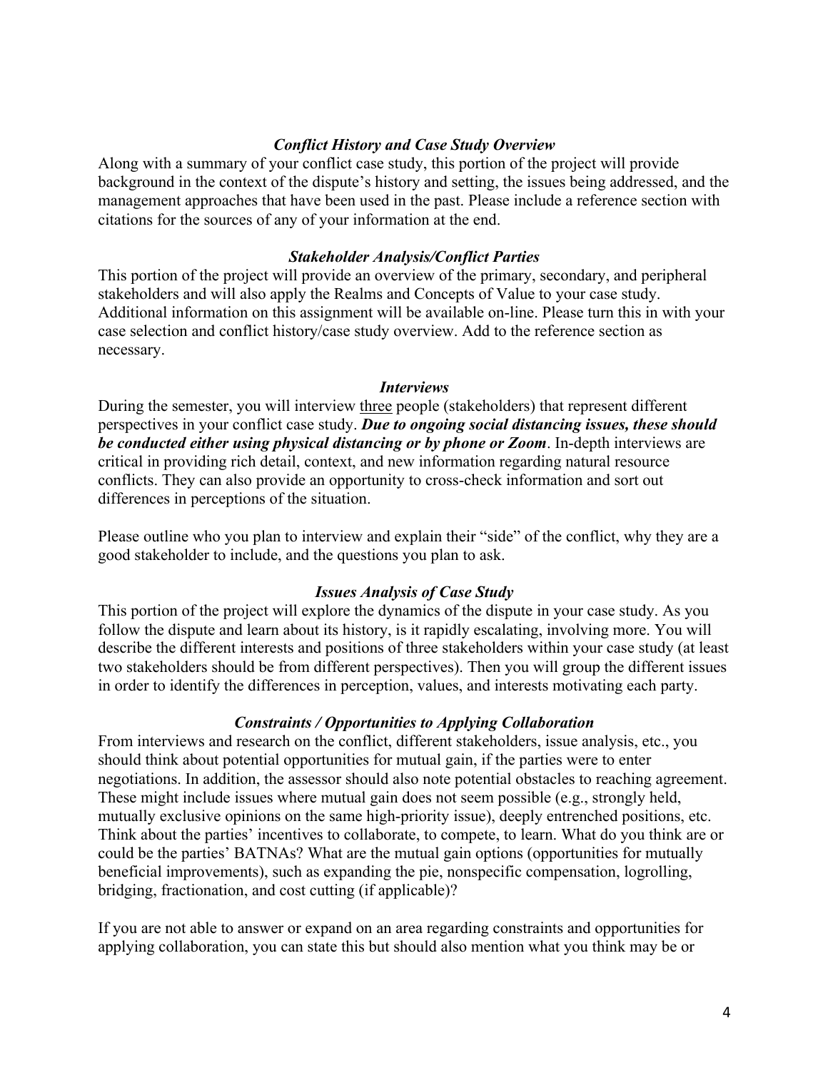### *Conflict History and Case Study Overview*

Along with a summary of your conflict case study, this portion of the project will provide background in the context of the dispute's history and setting, the issues being addressed, and the management approaches that have been used in the past. Please include a reference section with citations for the sources of any of your information at the end.

### *Stakeholder Analysis/Conflict Parties*

This portion of the project will provide an overview of the primary, secondary, and peripheral stakeholders and will also apply the Realms and Concepts of Value to your case study. Additional information on this assignment will be available on-line. Please turn this in with your case selection and conflict history/case study overview. Add to the reference section as necessary.

### *Interviews*

During the semester, you will interview <u>three</u> people (stakeholders) that represent different perspectives in your conflict case study. ***Due to ongoing social distancing issues, these should be conducted either using physical distancing or by phone or Zoom***. In-depth interviews are critical in providing rich detail, context, and new information regarding natural resource conflicts. They can also provide an opportunity to cross-check information and sort out differences in perceptions of the situation.

Please outline who you plan to interview and explain their "side" of the conflict, why they are a good stakeholder to include, and the questions you plan to ask.

### *Issues Analysis of Case Study*

This portion of the project will explore the dynamics of the dispute in your case study. As you follow the dispute and learn about its history, is it rapidly escalating, involving more. You will describe the different interests and positions of three stakeholders within your case study (at least two stakeholders should be from different perspectives). Then you will group the different issues in order to identify the differences in perception, values, and interests motivating each party.

### *Constraints / Opportunities to Applying Collaboration*

From interviews and research on the conflict, different stakeholders, issue analysis, etc., you should think about potential opportunities for mutual gain, if the parties were to enter negotiations. In addition, the assessor should also note potential obstacles to reaching agreement. These might include issues where mutual gain does not seem possible (e.g., strongly held, mutually exclusive opinions on the same high-priority issue), deeply entrenched positions, etc. Think about the parties' incentives to collaborate, to compete, to learn. What do you think are or could be the parties' BATNAs? What are the mutual gain options (opportunities for mutually beneficial improvements), such as expanding the pie, nonspecific compensation, logrolling, bridging, fractionation, and cost cutting (if applicable)?

If you are not able to answer or expand on an area regarding constraints and opportunities for applying collaboration, you can state this but should also mention what you think may be or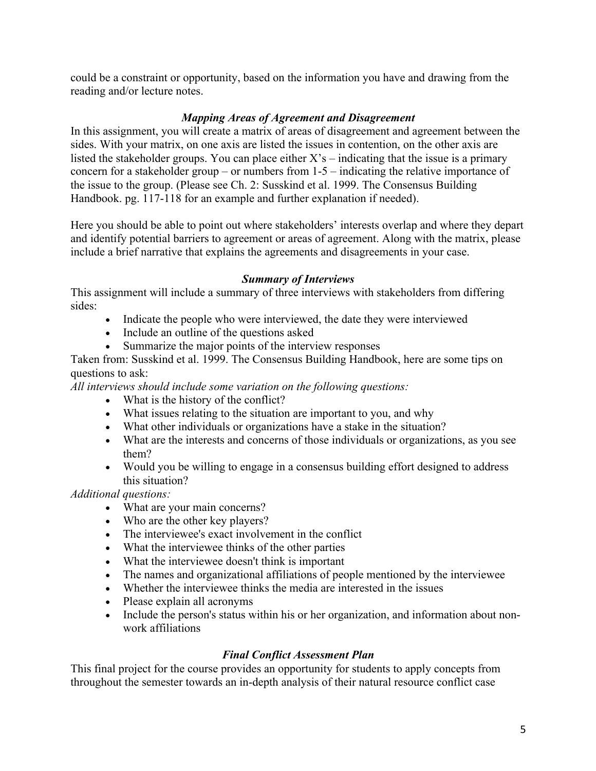could be a constraint or opportunity, based on the information you have and drawing from the reading and/or lecture notes.

### *Mapping Areas of Agreement and Disagreement*

In this assignment, you will create a matrix of areas of disagreement and agreement between the sides. With your matrix, on one axis are listed the issues in contention, on the other axis are listed the stakeholder groups. You can place either X's – indicating that the issue is a primary concern for a stakeholder group – or numbers from 1-5 – indicating the relative importance of the issue to the group. (Please see Ch. 2: Susskind et al. 1999. The Consensus Building Handbook. pg. 117-118 for an example and further explanation if needed).

Here you should be able to point out where stakeholders' interests overlap and where they depart and identify potential barriers to agreement or areas of agreement. Along with the matrix, please include a brief narrative that explains the agreements and disagreements in your case.

### *Summary of Interviews*

This assignment will include a summary of three interviews with stakeholders from differing sides:

- Indicate the people who were interviewed, the date they were interviewed
- Include an outline of the questions asked
- Summarize the major points of the interview responses

Taken from: Susskind et al. 1999. The Consensus Building Handbook, here are some tips on questions to ask:

*All interviews should include some variation on the following questions:*

- What is the history of the conflict?
- What issues relating to the situation are important to you, and why
- What other individuals or organizations have a stake in the situation?
- What are the interests and concerns of those individuals or organizations, as you see them?
- Would you be willing to engage in a consensus building effort designed to address this situation?

*Additional questions:*

- What are your main concerns?
- Who are the other key players?
- The interviewee's exact involvement in the conflict
- What the interviewee thinks of the other parties
- What the interviewee doesn't think is important
- The names and organizational affiliations of people mentioned by the interviewee
- Whether the interviewee thinks the media are interested in the issues
- Please explain all acronyms
- Include the person's status within his or her organization, and information about non-work affiliations

### *Final Conflict Assessment Plan*

This final project for the course provides an opportunity for students to apply concepts from throughout the semester towards an in-depth analysis of their natural resource conflict case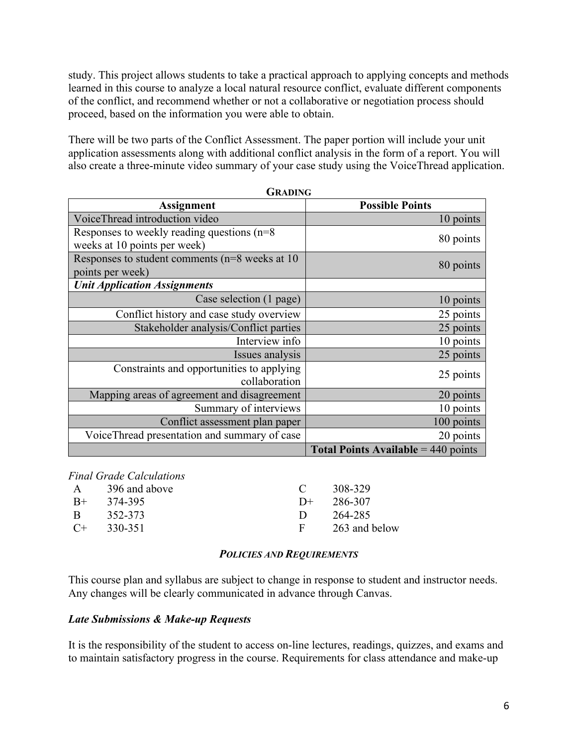study. This project allows students to take a practical approach to applying concepts and methods learned in this course to analyze a local natural resource conflict, evaluate different components of the conflict, and recommend whether or not a collaborative or negotiation process should proceed, based on the information you were able to obtain.

There will be two parts of the Conflict Assessment. The paper portion will include your unit application assessments along with additional conflict analysis in the form of a report. You will also create a three-minute video summary of your case study using the VoiceThread application.

## Grading

| Assignment | Possible Points |
|---|---|
| VoiceThread introduction video | 10 points |
| Responses to weekly reading questions (n=8 weeks at 10 points per week) | 80 points |
| Responses to student comments (n=8 weeks at 10 points per week) | 80 points |
| ***Unit Application Assignments*** | |
| Case selection (1 page) | 10 points |
| Conflict history and case study overview | 25 points |
| Stakeholder analysis/Conflict parties | 25 points |
| Interview info | 10 points |
| Issues analysis | 25 points |
| Constraints and opportunities to applying collaboration | 25 points |
| Mapping areas of agreement and disagreement | 20 points |
| Summary of interviews | 10 points |
| Conflict assessment plan paper | 100 points |
| VoiceThread presentation and summary of case | 20 points |
| | **Total Points Available** = 440 points |

*Final Grade Calculations*

| Grade | Points | Grade | Points |
|---|---|---|---|
| A | 396 and above | C | 308-329 |
| B+ | 374-395 | D+ | 286-307 |
| B | 352-373 | D | 264-285 |
| C+ | 330-351 | F | 263 and below |

## *Policies and Requirements*

This course plan and syllabus are subject to change in response to student and instructor needs. Any changes will be clearly communicated in advance through Canvas.

### *Late Submissions & Make-up Requests*

It is the responsibility of the student to access on-line lectures, readings, quizzes, and exams and to maintain satisfactory progress in the course. Requirements for class attendance and make-up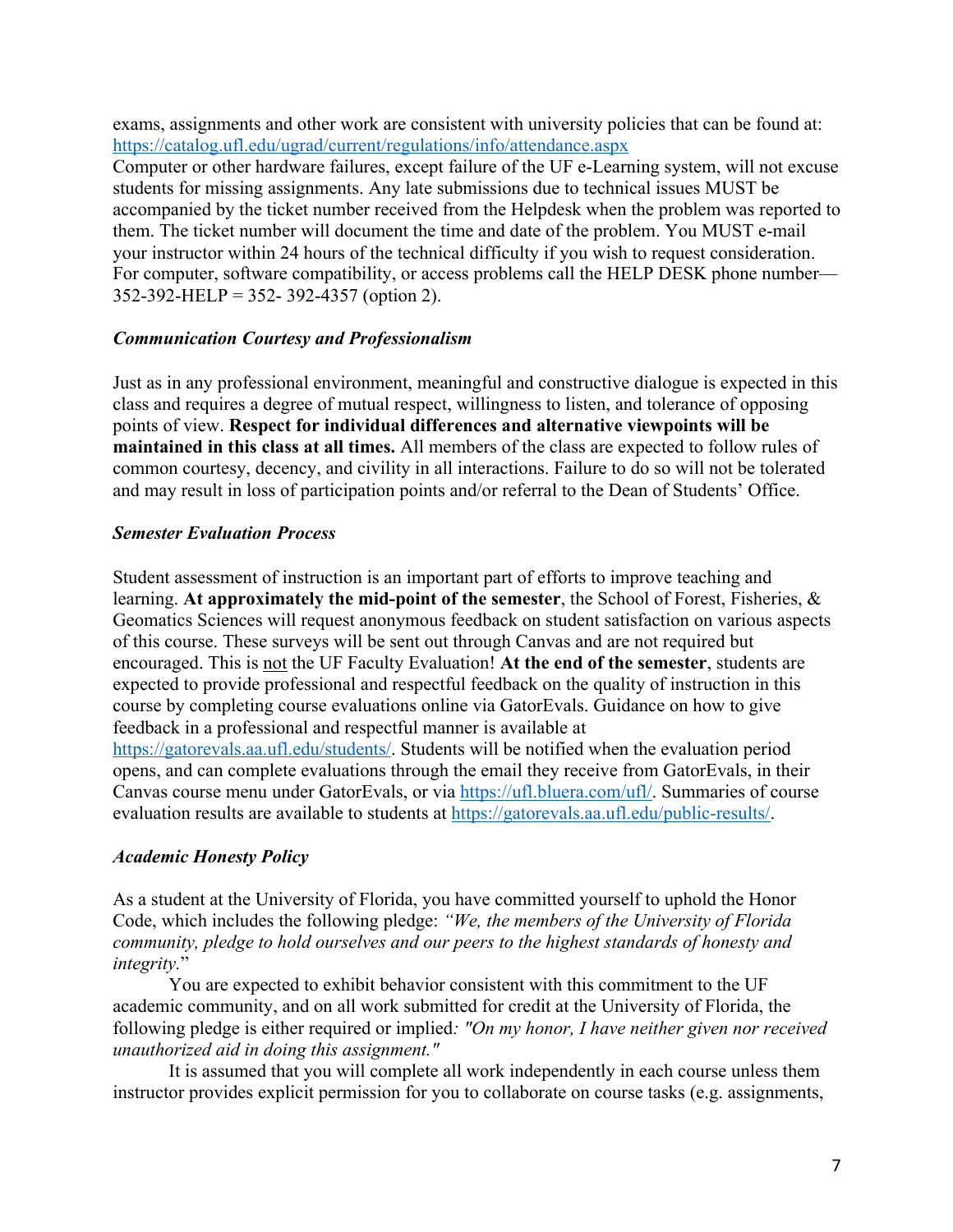exams, assignments and other work are consistent with university policies that can be found at: https://catalog.ufl.edu/ugrad/current/regulations/info/attendance.aspx
Computer or other hardware failures, except failure of the UF e-Learning system, will not excuse students for missing assignments. Any late submissions due to technical issues MUST be accompanied by the ticket number received from the Helpdesk when the problem was reported to them. The ticket number will document the time and date of the problem. You MUST e-mail your instructor within 24 hours of the technical difficulty if you wish to request consideration. For computer, software compatibility, or access problems call the HELP DESK phone number—352-392-HELP = 352- 392-4357 (option 2).

### *Communication Courtesy and Professionalism*

Just as in any professional environment, meaningful and constructive dialogue is expected in this class and requires a degree of mutual respect, willingness to listen, and tolerance of opposing points of view. **Respect for individual differences and alternative viewpoints will be maintained in this class at all times.** All members of the class are expected to follow rules of common courtesy, decency, and civility in all interactions. Failure to do so will not be tolerated and may result in loss of participation points and/or referral to the Dean of Students' Office.

### *Semester Evaluation Process*

Student assessment of instruction is an important part of efforts to improve teaching and learning. **At approximately the mid-point of the semester**, the School of Forest, Fisheries, & Geomatics Sciences will request anonymous feedback on student satisfaction on various aspects of this course. These surveys will be sent out through Canvas and are not required but encouraged. This is not the UF Faculty Evaluation! **At the end of the semester**, students are expected to provide professional and respectful feedback on the quality of instruction in this course by completing course evaluations online via GatorEvals. Guidance on how to give feedback in a professional and respectful manner is available at https://gatorevals.aa.ufl.edu/students/. Students will be notified when the evaluation period opens, and can complete evaluations through the email they receive from GatorEvals, in their Canvas course menu under GatorEvals, or via https://ufl.bluera.com/ufl/. Summaries of course evaluation results are available to students at https://gatorevals.aa.ufl.edu/public-results/.

### *Academic Honesty Policy*

As a student at the University of Florida, you have committed yourself to uphold the Honor Code, which includes the following pledge: *"We, the members of the University of Florida community, pledge to hold ourselves and our peers to the highest standards of honesty and integrity.*"

You are expected to exhibit behavior consistent with this commitment to the UF academic community, and on all work submitted for credit at the University of Florida, the following pledge is either required or implied*: "On my honor, I have neither given nor received unauthorized aid in doing this assignment."*

It is assumed that you will complete all work independently in each course unless them instructor provides explicit permission for you to collaborate on course tasks (e.g. assignments,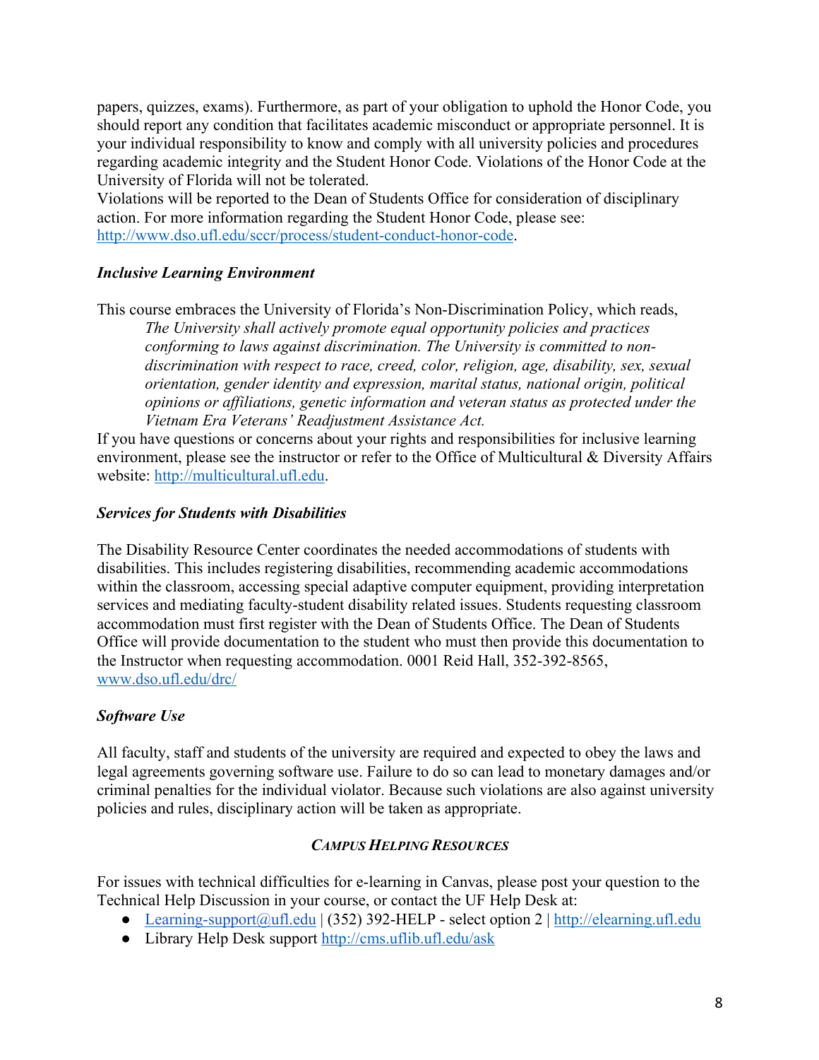papers, quizzes, exams). Furthermore, as part of your obligation to uphold the Honor Code, you should report any condition that facilitates academic misconduct or appropriate personnel. It is your individual responsibility to know and comply with all university policies and procedures regarding academic integrity and the Student Honor Code. Violations of the Honor Code at the University of Florida will not be tolerated.
Violations will be reported to the Dean of Students Office for consideration of disciplinary action. For more information regarding the Student Honor Code, please see: http://www.dso.ufl.edu/sccr/process/student-conduct-honor-code.

***Inclusive Learning Environment***

This course embraces the University of Florida's Non-Discrimination Policy, which reads,

> *The University shall actively promote equal opportunity policies and practices conforming to laws against discrimination. The University is committed to non-discrimination with respect to race, creed, color, religion, age, disability, sex, sexual orientation, gender identity and expression, marital status, national origin, political opinions or affiliations, genetic information and veteran status as protected under the Vietnam Era Veterans' Readjustment Assistance Act.*

If you have questions or concerns about your rights and responsibilities for inclusive learning environment, please see the instructor or refer to the Office of Multicultural & Diversity Affairs website: http://multicultural.ufl.edu.

***Services for Students with Disabilities***

The Disability Resource Center coordinates the needed accommodations of students with disabilities. This includes registering disabilities, recommending academic accommodations within the classroom, accessing special adaptive computer equipment, providing interpretation services and mediating faculty-student disability related issues. Students requesting classroom accommodation must first register with the Dean of Students Office. The Dean of Students Office will provide documentation to the student who must then provide this documentation to the Instructor when requesting accommodation. 0001 Reid Hall, 352-392-8565, www.dso.ufl.edu/drc/

***Software Use***

All faculty, staff and students of the university are required and expected to obey the laws and legal agreements governing software use. Failure to do so can lead to monetary damages and/or criminal penalties for the individual violator. Because such violations are also against university policies and rules, disciplinary action will be taken as appropriate.

***CAMPUS HELPING RESOURCES***

For issues with technical difficulties for e-learning in Canvas, please post your question to the Technical Help Discussion in your course, or contact the UF Help Desk at:

- Learning-support@ufl.edu | (352) 392-HELP - select option 2 | http://elearning.ufl.edu
- Library Help Desk support http://cms.uflib.ufl.edu/ask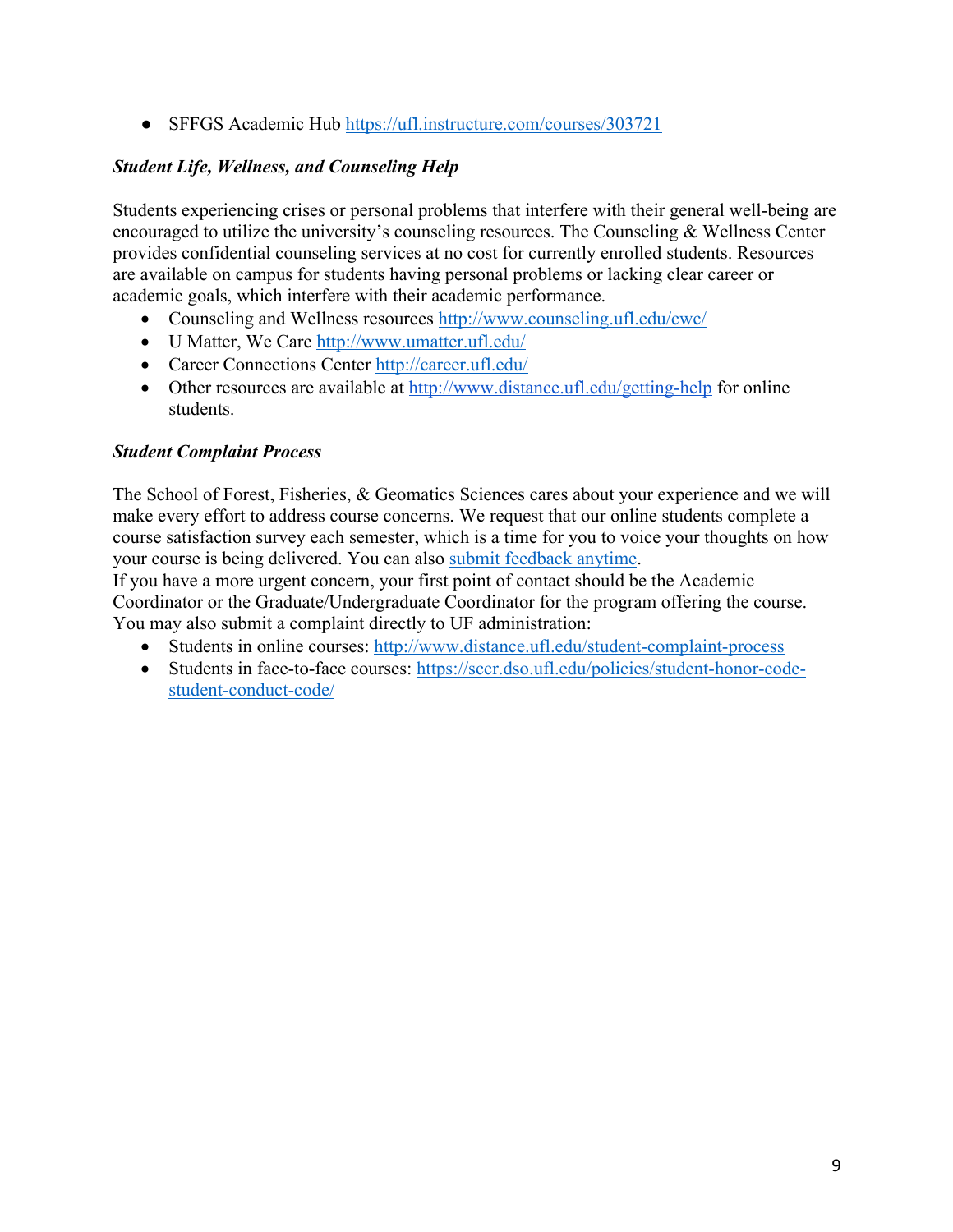- SFFGS Academic Hub https://ufl.instructure.com/courses/303721

***Student Life, Wellness, and Counseling Help***

Students experiencing crises or personal problems that interfere with their general well-being are encouraged to utilize the university's counseling resources. The Counseling & Wellness Center provides confidential counseling services at no cost for currently enrolled students. Resources are available on campus for students having personal problems or lacking clear career or academic goals, which interfere with their academic performance.

- Counseling and Wellness resources http://www.counseling.ufl.edu/cwc/
- U Matter, We Care http://www.umatter.ufl.edu/
- Career Connections Center http://career.ufl.edu/
- Other resources are available at http://www.distance.ufl.edu/getting-help for online students.

***Student Complaint Process***

The School of Forest, Fisheries, & Geomatics Sciences cares about your experience and we will make every effort to address course concerns. We request that our online students complete a course satisfaction survey each semester, which is a time for you to voice your thoughts on how your course is being delivered. You can also submit feedback anytime.
If you have a more urgent concern, your first point of contact should be the Academic Coordinator or the Graduate/Undergraduate Coordinator for the program offering the course. You may also submit a complaint directly to UF administration:

- Students in online courses: http://www.distance.ufl.edu/student-complaint-process
- Students in face-to-face courses: https://sccr.dso.ufl.edu/policies/student-honor-code-student-conduct-code/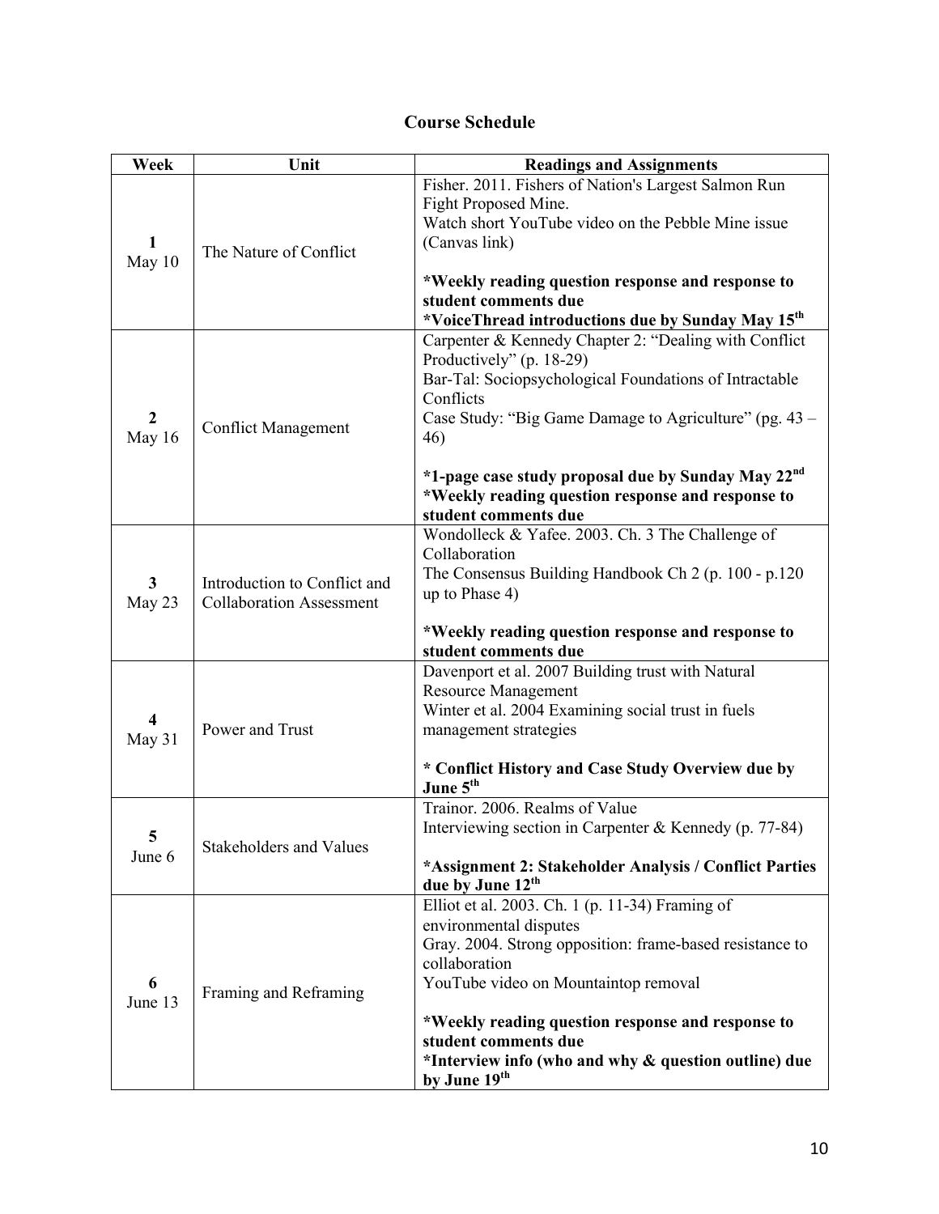## Course Schedule

| Week | Unit | Readings and Assignments |
|---|---|---|
| 1<br>May 10 | The Nature of Conflict | Fisher. 2011. Fishers of Nation's Largest Salmon Run Fight Proposed Mine.<br>Watch short YouTube video on the Pebble Mine issue (Canvas link)<br><br>**\*Weekly reading question response and response to student comments due**<br>**\*VoiceThread introductions due by Sunday May 15th** |
| 2<br>May 16 | Conflict Management | Carpenter & Kennedy Chapter 2: "Dealing with Conflict Productively" (p. 18-29)<br>Bar-Tal: Sociopsychological Foundations of Intractable Conflicts<br>Case Study: "Big Game Damage to Agriculture" (pg. 43 – 46)<br><br>**\*1-page case study proposal due by Sunday May 22nd**<br>**\*Weekly reading question response and response to student comments due** |
| 3<br>May 23 | Introduction to Conflict and Collaboration Assessment | Wondolleck & Yafee. 2003. Ch. 3 The Challenge of Collaboration<br>The Consensus Building Handbook Ch 2 (p. 100 - p.120 up to Phase 4)<br><br>**\*Weekly reading question response and response to student comments due** |
| 4<br>May 31 | Power and Trust | Davenport et al. 2007 Building trust with Natural Resource Management<br>Winter et al. 2004 Examining social trust in fuels management strategies<br><br>**\* Conflict History and Case Study Overview due by June 5th** |
| 5<br>June 6 | Stakeholders and Values | Trainor. 2006. Realms of Value<br>Interviewing section in Carpenter & Kennedy (p. 77-84)<br><br>**\*Assignment 2: Stakeholder Analysis / Conflict Parties due by June 12th** |
| 6<br>June 13 | Framing and Reframing | Elliot et al. 2003. Ch. 1 (p. 11-34) Framing of environmental disputes<br>Gray. 2004. Strong opposition: frame-based resistance to collaboration<br>YouTube video on Mountaintop removal<br><br>**\*Weekly reading question response and response to student comments due**<br>**\*Interview info (who and why & question outline) due by June 19th** |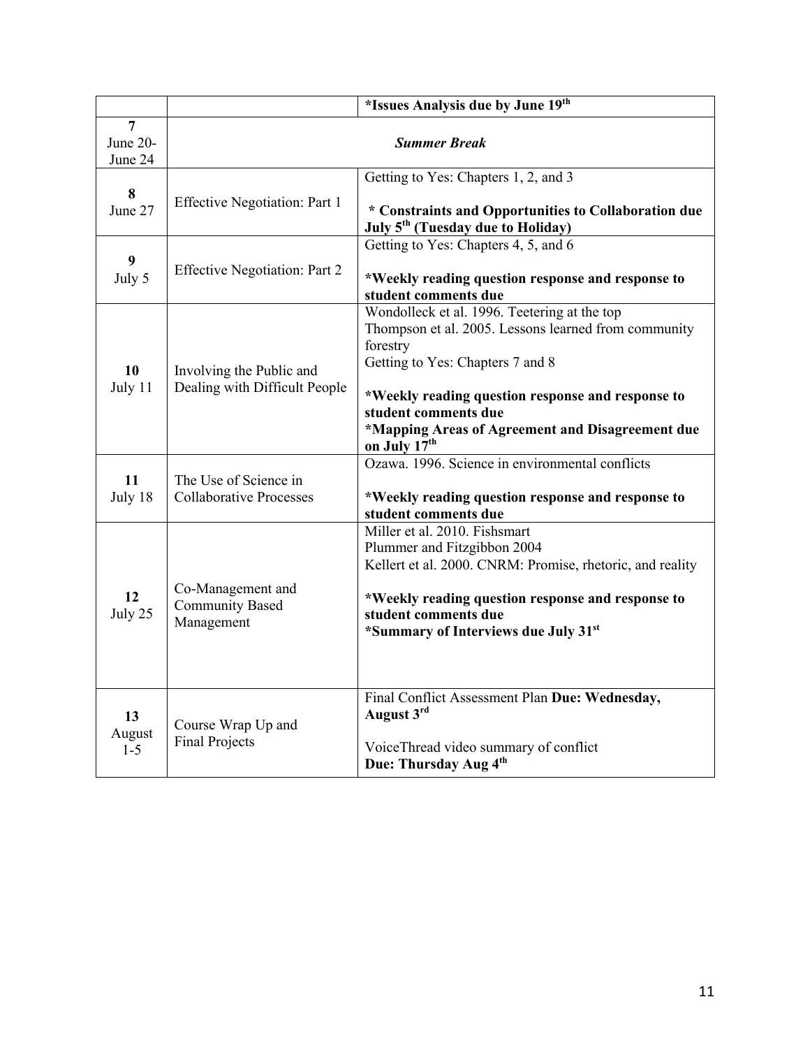| | | |
|---|---|---|
| | | **\*Issues Analysis due by June 19th** |
| **7** June 20-June 24 | ***Summer Break*** | |
| **8** June 27 | Effective Negotiation: Part 1 | Getting to Yes: Chapters 1, 2, and 3<br><br>**\* Constraints and Opportunities to Collaboration due July 5th (Tuesday due to Holiday)** |
| **9** July 5 | Effective Negotiation: Part 2 | Getting to Yes: Chapters 4, 5, and 6<br><br>**\*Weekly reading question response and response to student comments due** |
| **10** July 11 | Involving the Public and Dealing with Difficult People | Wondolleck et al. 1996. Teetering at the top<br>Thompson et al. 2005. Lessons learned from community forestry<br>Getting to Yes: Chapters 7 and 8<br><br>**\*Weekly reading question response and response to student comments due**<br>**\*Mapping Areas of Agreement and Disagreement due on July 17th** |
| **11** July 18 | The Use of Science in Collaborative Processes | Ozawa. 1996. Science in environmental conflicts<br><br>**\*Weekly reading question response and response to student comments due** |
| **12** July 25 | Co-Management and Community Based Management | Miller et al. 2010. Fishsmart<br>Plummer and Fitzgibbon 2004<br>Kellert et al. 2000. CNRM: Promise, rhetoric, and reality<br><br>**\*Weekly reading question response and response to student comments due**<br>**\*Summary of Interviews due July 31st** |
| **13** August 1-5 | Course Wrap Up and Final Projects | Final Conflict Assessment Plan **Due: Wednesday, August 3rd**<br><br>VoiceThread video summary of conflict<br>**Due: Thursday Aug 4th** |